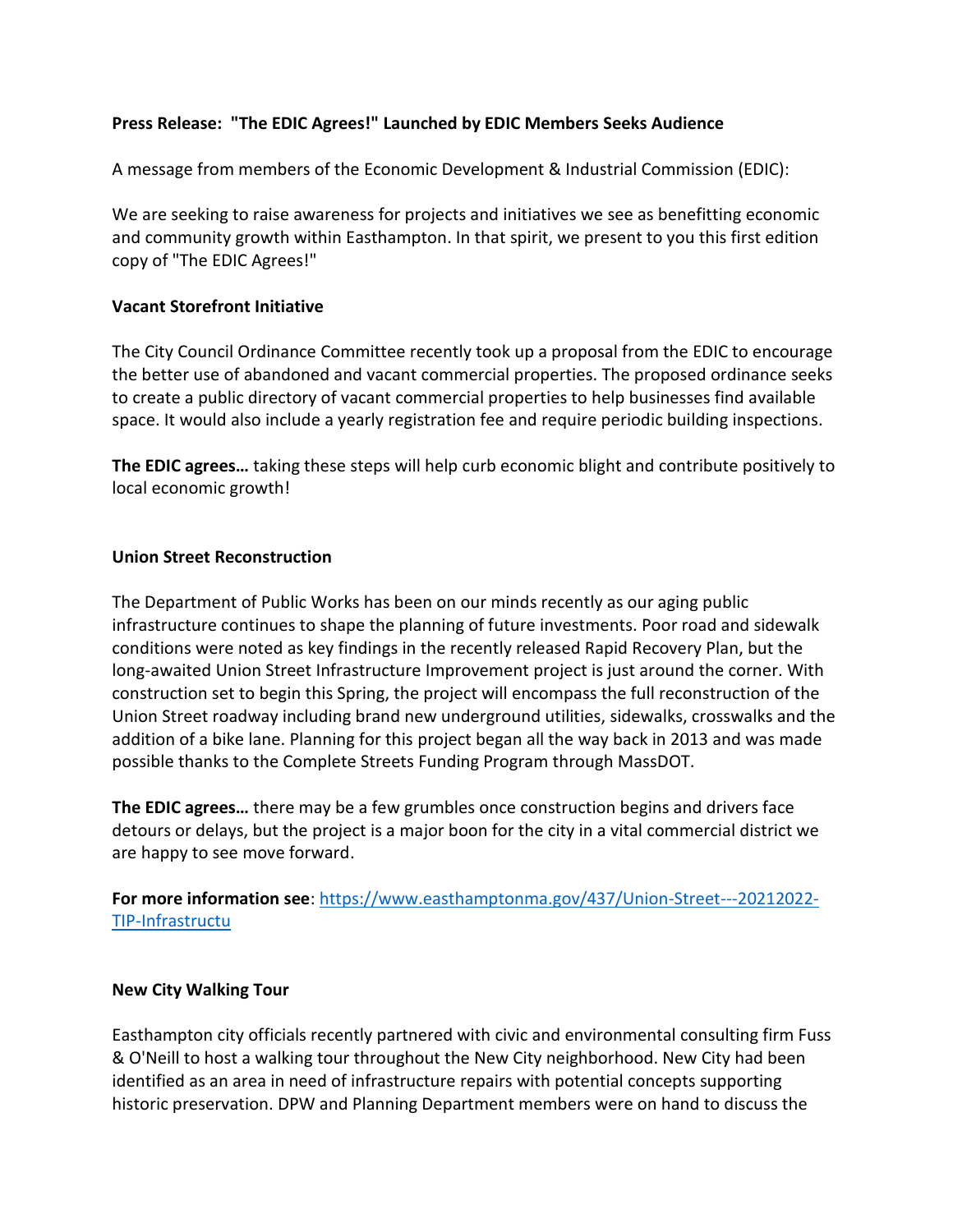**Press Release: "The EDIC Agrees!" Launched by EDIC Members Seeks Audience**

A message from members of the Economic Development & Industrial Commission (EDIC):

We are seeking to raise awareness for projects and initiatives we see as benefitting economic and community growth within Easthampton. In that spirit, we present to you this first edition copy of "The EDIC Agrees!"

**Vacant Storefront Initiative**

The City Council Ordinance Committee recently took up a proposal from the EDIC to encourage the better use of abandoned and vacant commercial properties. The proposed ordinance seeks to create a public directory of vacant commercial properties to help businesses find available space. It would also include a yearly registration fee and require periodic building inspections.

**The EDIC agrees…** taking these steps will help curb economic blight and contribute positively to local economic growth!

**Union Street Reconstruction**

The Department of Public Works has been on our minds recently as our aging public infrastructure continues to shape the planning of future investments. Poor road and sidewalk conditions were noted as key findings in the recently released Rapid Recovery Plan, but the long-awaited Union Street Infrastructure Improvement project is just around the corner. With construction set to begin this Spring, the project will encompass the full reconstruction of the Union Street roadway including brand new underground utilities, sidewalks, crosswalks and the addition of a bike lane. Planning for this project began all the way back in 2013 and was made possible thanks to the Complete Streets Funding Program through MassDOT.

**The EDIC agrees…** there may be a few grumbles once construction begins and drivers face detours or delays, but the project is a major boon for the city in a vital commercial district we are happy to see move forward.

**For more information see**: [https://www.easthamptonma.gov/437/Union-Street---20212022-TIP-Infrastructu](https://www.easthamptonma.gov/437/Union-Street---20212022-TIP-Infrastructu)

**New City Walking Tour**

Easthampton city officials recently partnered with civic and environmental consulting firm Fuss & O'Neill to host a walking tour throughout the New City neighborhood. New City had been identified as an area in need of infrastructure repairs with potential concepts supporting historic preservation. DPW and Planning Department members were on hand to discuss the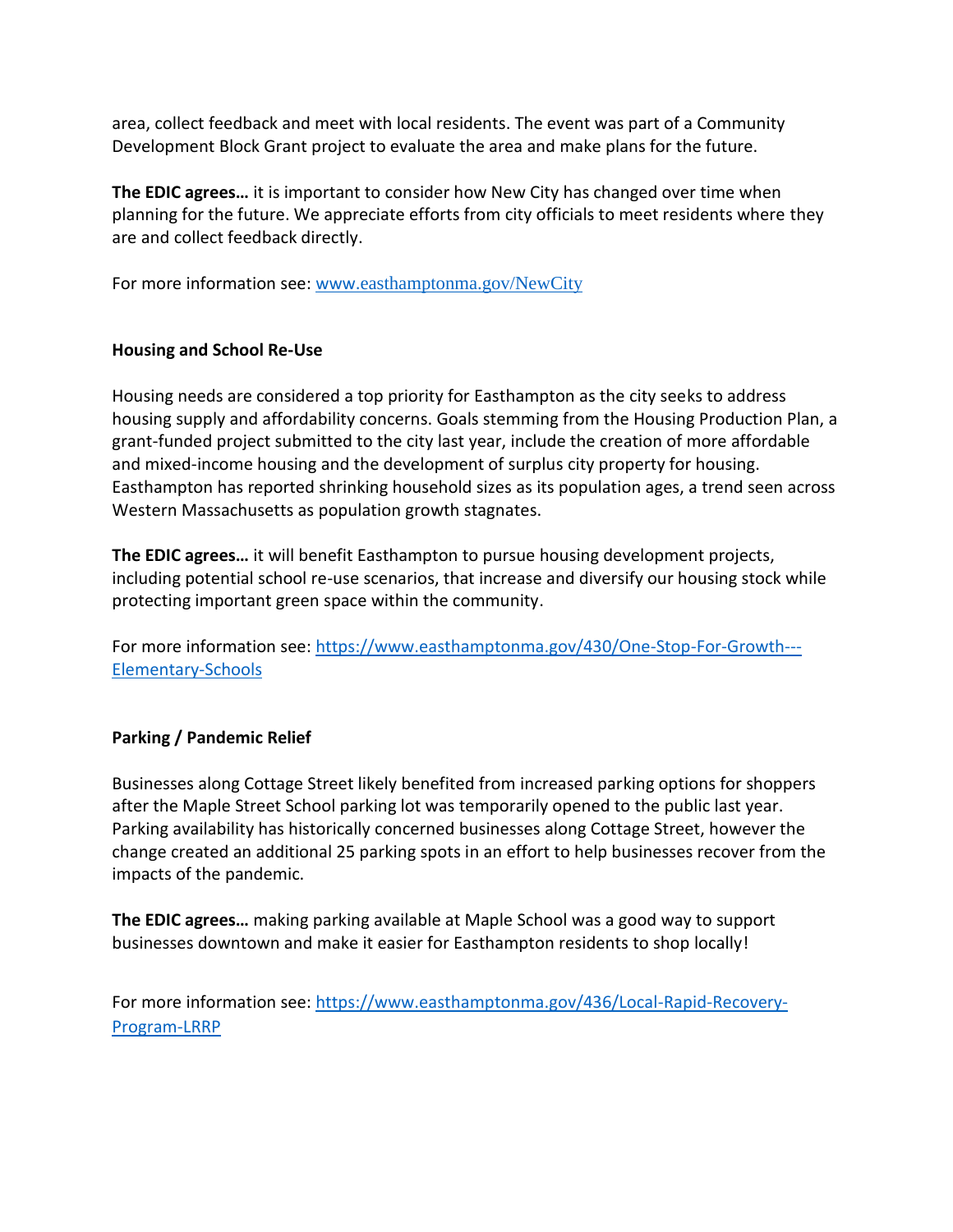area, collect feedback and meet with local residents. The event was part of a Community Development Block Grant project to evaluate the area and make plans for the future.

**The EDIC agrees…** it is important to consider how New City has changed over time when planning for the future. We appreciate efforts from city officials to meet residents where they are and collect feedback directly.

For more information see: [www.easthamptonma.gov/NewCity](www.easthamptonma.gov/NewCity)

**Housing and School Re-Use**

Housing needs are considered a top priority for Easthampton as the city seeks to address housing supply and affordability concerns. Goals stemming from the Housing Production Plan, a grant-funded project submitted to the city last year, include the creation of more affordable and mixed-income housing and the development of surplus city property for housing. Easthampton has reported shrinking household sizes as its population ages, a trend seen across Western Massachusetts as population growth stagnates.

**The EDIC agrees…** it will benefit Easthampton to pursue housing development projects, including potential school re-use scenarios, that increase and diversify our housing stock while protecting important green space within the community.

For more information see: [https://www.easthamptonma.gov/430/One-Stop-For-Growth---Elementary-Schools](https://www.easthamptonma.gov/430/One-Stop-For-Growth---Elementary-Schools)

**Parking / Pandemic Relief**

Businesses along Cottage Street likely benefited from increased parking options for shoppers after the Maple Street School parking lot was temporarily opened to the public last year. Parking availability has historically concerned businesses along Cottage Street, however the change created an additional 25 parking spots in an effort to help businesses recover from the impacts of the pandemic.

**The EDIC agrees…** making parking available at Maple School was a good way to support businesses downtown and make it easier for Easthampton residents to shop locally!

For more information see: [https://www.easthamptonma.gov/436/Local-Rapid-Recovery-Program-LRRP](https://www.easthamptonma.gov/436/Local-Rapid-Recovery-Program-LRRP)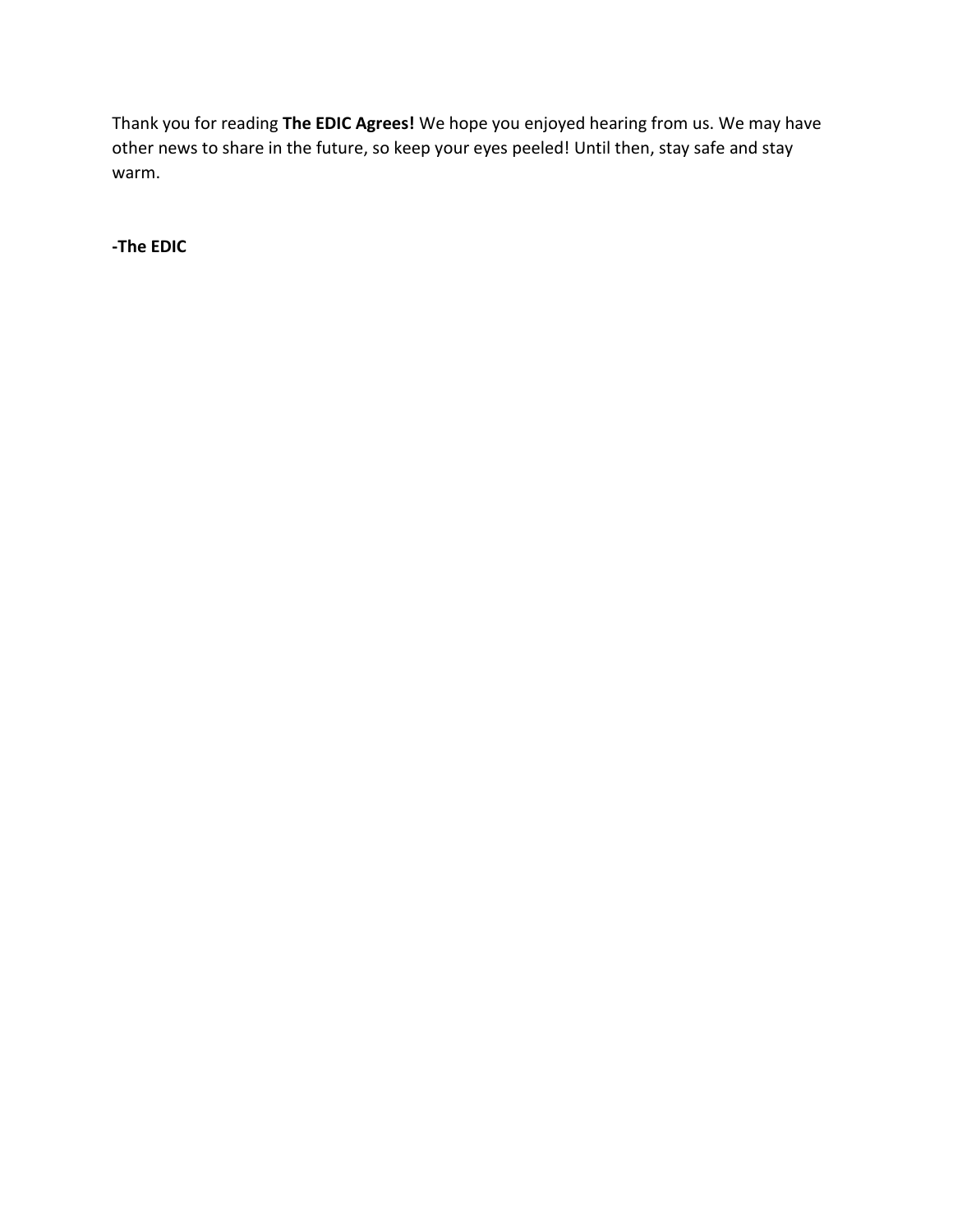Thank you for reading **The EDIC Agrees!** We hope you enjoyed hearing from us. We may have other news to share in the future, so keep your eyes peeled! Until then, stay safe and stay warm.

**-The EDIC**